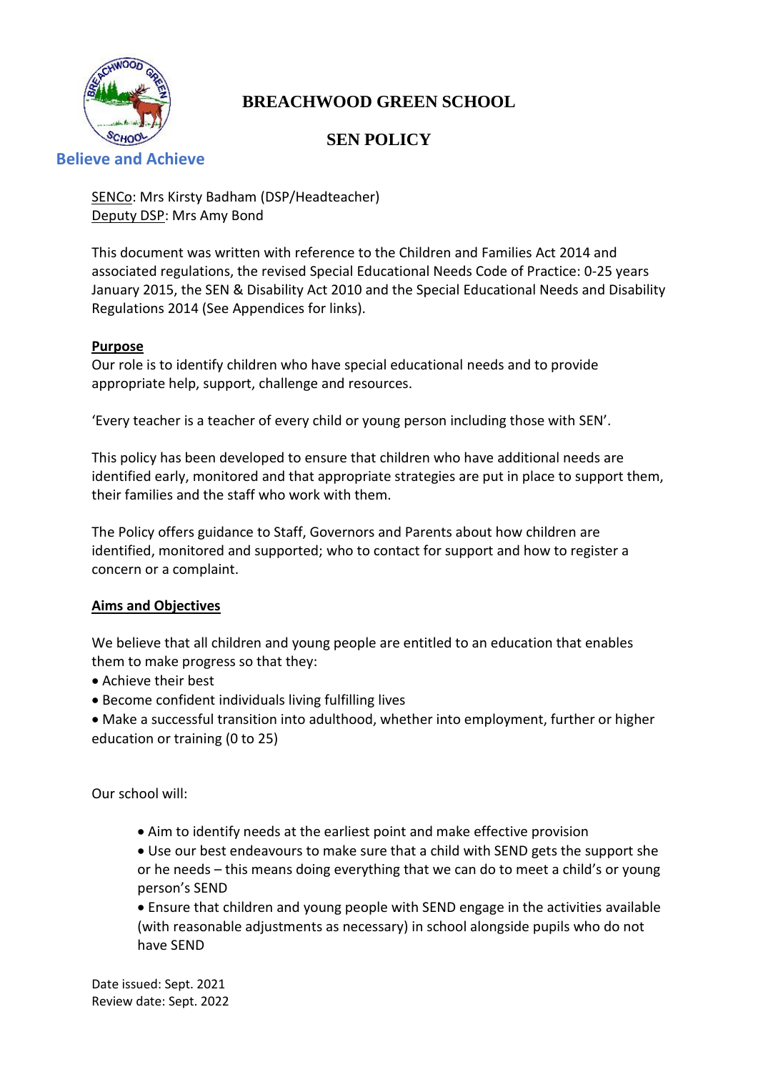# BREACHWOOD GREEN SCHOOL

## SEN POLICY

**Believe and Achieve**

SENCo: Mrs Kirsty Badham (DSP/Headteacher)
Deputy DSP: Mrs Amy Bond

This document was written with reference to the Children and Families Act 2014 and associated regulations, the revised Special Educational Needs Code of Practice: 0-25 years January 2015, the SEN & Disability Act 2010 and the Special Educational Needs and Disability Regulations 2014 (See Appendices for links).

**Purpose**

Our role is to identify children who have special educational needs and to provide appropriate help, support, challenge and resources.

'Every teacher is a teacher of every child or young person including those with SEN'.

This policy has been developed to ensure that children who have additional needs are identified early, monitored and that appropriate strategies are put in place to support them, their families and the staff who work with them.

The Policy offers guidance to Staff, Governors and Parents about how children are identified, monitored and supported; who to contact for support and how to register a concern or a complaint.

**Aims and Objectives**

We believe that all children and young people are entitled to an education that enables them to make progress so that they:

- Achieve their best
- Become confident individuals living fulfilling lives
- Make a successful transition into adulthood, whether into employment, further or higher education or training (0 to 25)

Our school will:

- Aim to identify needs at the earliest point and make effective provision
- Use our best endeavours to make sure that a child with SEND gets the support she or he needs – this means doing everything that we can do to meet a child's or young person's SEND
- Ensure that children and young people with SEND engage in the activities available (with reasonable adjustments as necessary) in school alongside pupils who do not have SEND

Date issued: Sept. 2021
Review date: Sept. 2022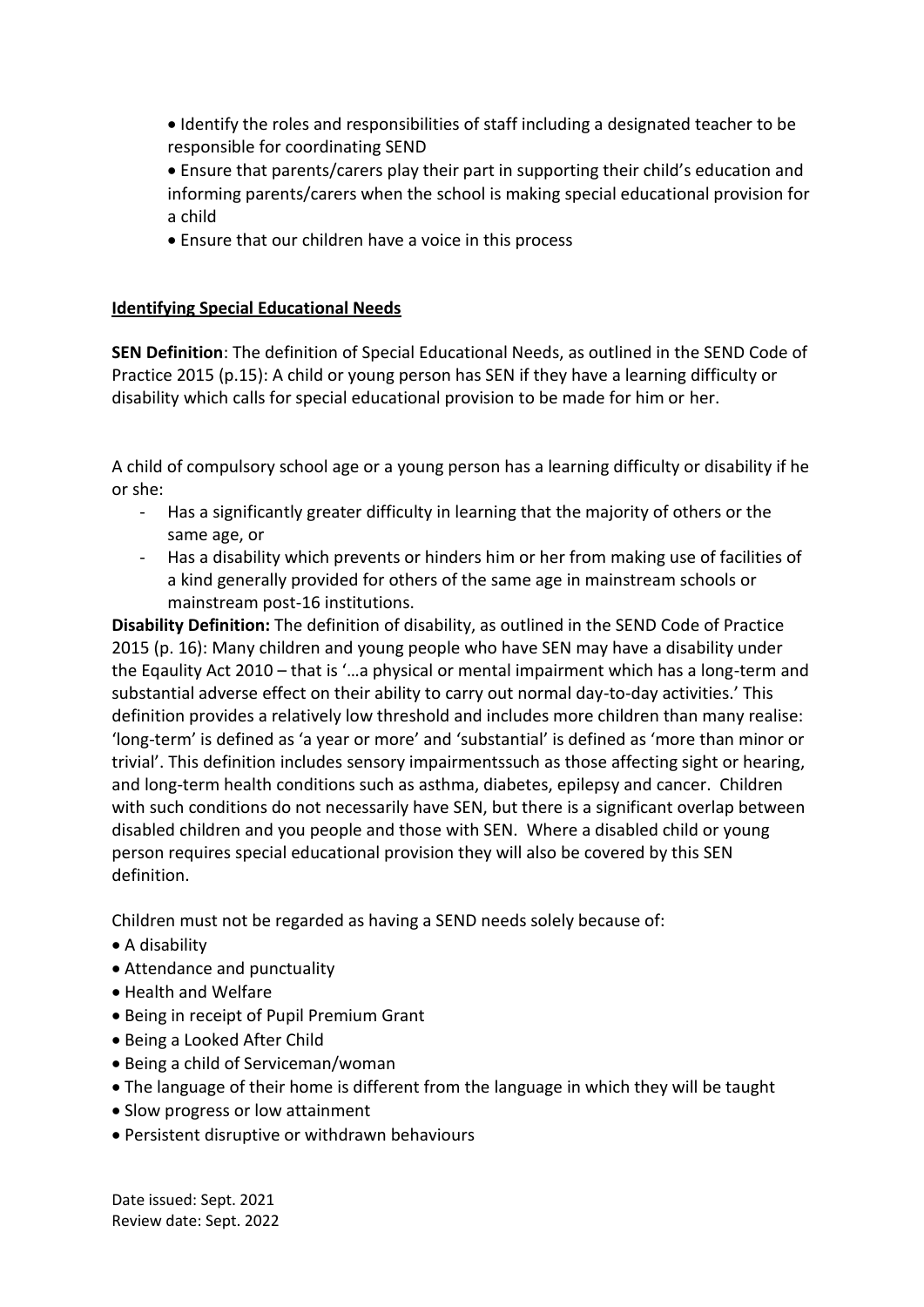- Identify the roles and responsibilities of staff including a designated teacher to be responsible for coordinating SEND
- Ensure that parents/carers play their part in supporting their child's education and informing parents/carers when the school is making special educational provision for a child
- Ensure that our children have a voice in this process

**Identifying Special Educational Needs**

**SEN Definition**: The definition of Special Educational Needs, as outlined in the SEND Code of Practice 2015 (p.15): A child or young person has SEN if they have a learning difficulty or disability which calls for special educational provision to be made for him or her.

A child of compulsory school age or a young person has a learning difficulty or disability if he or she:

- Has a significantly greater difficulty in learning that the majority of others or the same age, or
- Has a disability which prevents or hinders him or her from making use of facilities of a kind generally provided for others of the same age in mainstream schools or mainstream post-16 institutions.

**Disability Definition:** The definition of disability, as outlined in the SEND Code of Practice 2015 (p. 16): Many children and young people who have SEN may have a disability under the Eqaulity Act 2010 – that is '…a physical or mental impairment which has a long-term and substantial adverse effect on their ability to carry out normal day-to-day activities.' This definition provides a relatively low threshold and includes more children than many realise: 'long-term' is defined as 'a year or more' and 'substantial' is defined as 'more than minor or trivial'. This definition includes sensory impairmentssuch as those affecting sight or hearing, and long-term health conditions such as asthma, diabetes, epilepsy and cancer. Children with such conditions do not necessarily have SEN, but there is a significant overlap between disabled children and you people and those with SEN. Where a disabled child or young person requires special educational provision they will also be covered by this SEN definition.

Children must not be regarded as having a SEND needs solely because of:

- A disability
- Attendance and punctuality
- Health and Welfare
- Being in receipt of Pupil Premium Grant
- Being a Looked After Child
- Being a child of Serviceman/woman
- The language of their home is different from the language in which they will be taught
- Slow progress or low attainment
- Persistent disruptive or withdrawn behaviours

Date issued: Sept. 2021
Review date: Sept. 2022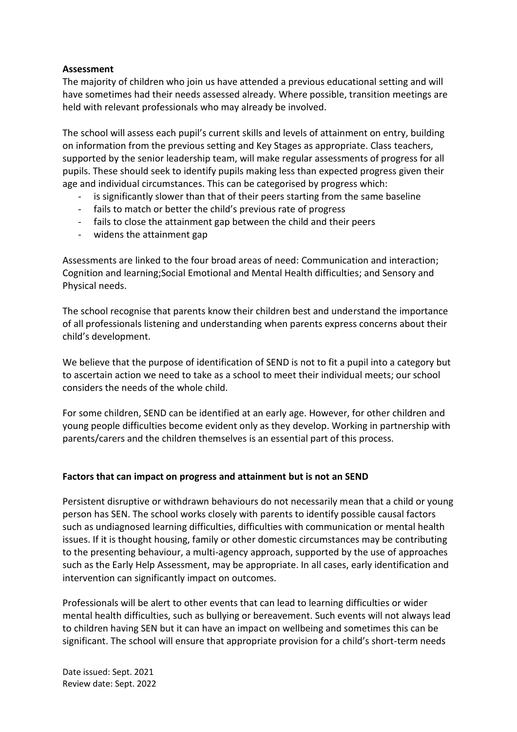**Assessment**

The majority of children who join us have attended a previous educational setting and will have sometimes had their needs assessed already. Where possible, transition meetings are held with relevant professionals who may already be involved.

The school will assess each pupil's current skills and levels of attainment on entry, building on information from the previous setting and Key Stages as appropriate. Class teachers, supported by the senior leadership team, will make regular assessments of progress for all pupils. These should seek to identify pupils making less than expected progress given their age and individual circumstances. This can be categorised by progress which:

- is significantly slower than that of their peers starting from the same baseline
- fails to match or better the child's previous rate of progress
- fails to close the attainment gap between the child and their peers
- widens the attainment gap

Assessments are linked to the four broad areas of need: Communication and interaction; Cognition and learning;Social Emotional and Mental Health difficulties; and Sensory and Physical needs.

The school recognise that parents know their children best and understand the importance of all professionals listening and understanding when parents express concerns about their child's development.

We believe that the purpose of identification of SEND is not to fit a pupil into a category but to ascertain action we need to take as a school to meet their individual meets; our school considers the needs of the whole child.

For some children, SEND can be identified at an early age. However, for other children and young people difficulties become evident only as they develop. Working in partnership with parents/carers and the children themselves is an essential part of this process.

**Factors that can impact on progress and attainment but is not an SEND**

Persistent disruptive or withdrawn behaviours do not necessarily mean that a child or young person has SEN. The school works closely with parents to identify possible causal factors such as undiagnosed learning difficulties, difficulties with communication or mental health issues. If it is thought housing, family or other domestic circumstances may be contributing to the presenting behaviour, a multi-agency approach, supported by the use of approaches such as the Early Help Assessment, may be appropriate. In all cases, early identification and intervention can significantly impact on outcomes.

Professionals will be alert to other events that can lead to learning difficulties or wider mental health difficulties, such as bullying or bereavement. Such events will not always lead to children having SEN but it can have an impact on wellbeing and sometimes this can be significant. The school will ensure that appropriate provision for a child's short-term needs

Date issued: Sept. 2021
Review date: Sept. 2022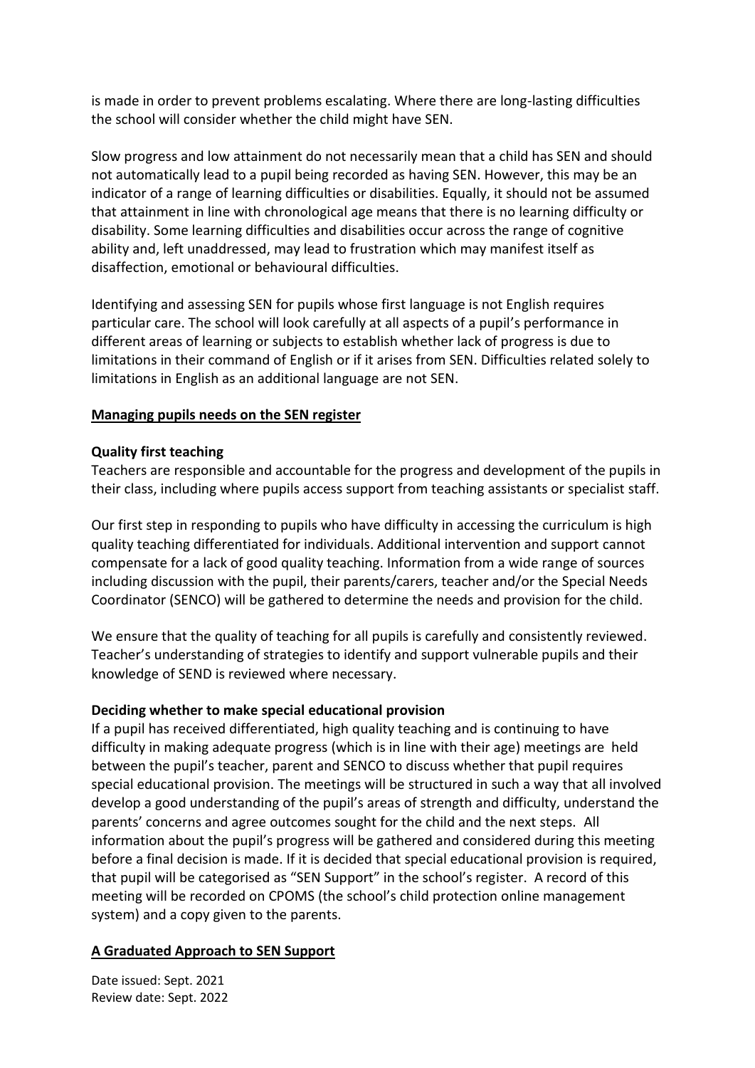is made in order to prevent problems escalating. Where there are long-lasting difficulties the school will consider whether the child might have SEN.

Slow progress and low attainment do not necessarily mean that a child has SEN and should not automatically lead to a pupil being recorded as having SEN. However, this may be an indicator of a range of learning difficulties or disabilities. Equally, it should not be assumed that attainment in line with chronological age means that there is no learning difficulty or disability. Some learning difficulties and disabilities occur across the range of cognitive ability and, left unaddressed, may lead to frustration which may manifest itself as disaffection, emotional or behavioural difficulties.

Identifying and assessing SEN for pupils whose first language is not English requires particular care. The school will look carefully at all aspects of a pupil's performance in different areas of learning or subjects to establish whether lack of progress is due to limitations in their command of English or if it arises from SEN. Difficulties related solely to limitations in English as an additional language are not SEN.

## Managing pupils needs on the SEN register

### Quality first teaching

Teachers are responsible and accountable for the progress and development of the pupils in their class, including where pupils access support from teaching assistants or specialist staff.

Our first step in responding to pupils who have difficulty in accessing the curriculum is high quality teaching differentiated for individuals. Additional intervention and support cannot compensate for a lack of good quality teaching. Information from a wide range of sources including discussion with the pupil, their parents/carers, teacher and/or the Special Needs Coordinator (SENCO) will be gathered to determine the needs and provision for the child.

We ensure that the quality of teaching for all pupils is carefully and consistently reviewed. Teacher's understanding of strategies to identify and support vulnerable pupils and their knowledge of SEND is reviewed where necessary.

### Deciding whether to make special educational provision

If a pupil has received differentiated, high quality teaching and is continuing to have difficulty in making adequate progress (which is in line with their age) meetings are held between the pupil's teacher, parent and SENCO to discuss whether that pupil requires special educational provision. The meetings will be structured in such a way that all involved develop a good understanding of the pupil's areas of strength and difficulty, understand the parents' concerns and agree outcomes sought for the child and the next steps. All information about the pupil's progress will be gathered and considered during this meeting before a final decision is made. If it is decided that special educational provision is required, that pupil will be categorised as "SEN Support" in the school's register. A record of this meeting will be recorded on CPOMS (the school's child protection online management system) and a copy given to the parents.

## A Graduated Approach to SEN Support

Date issued: Sept. 2021
Review date: Sept. 2022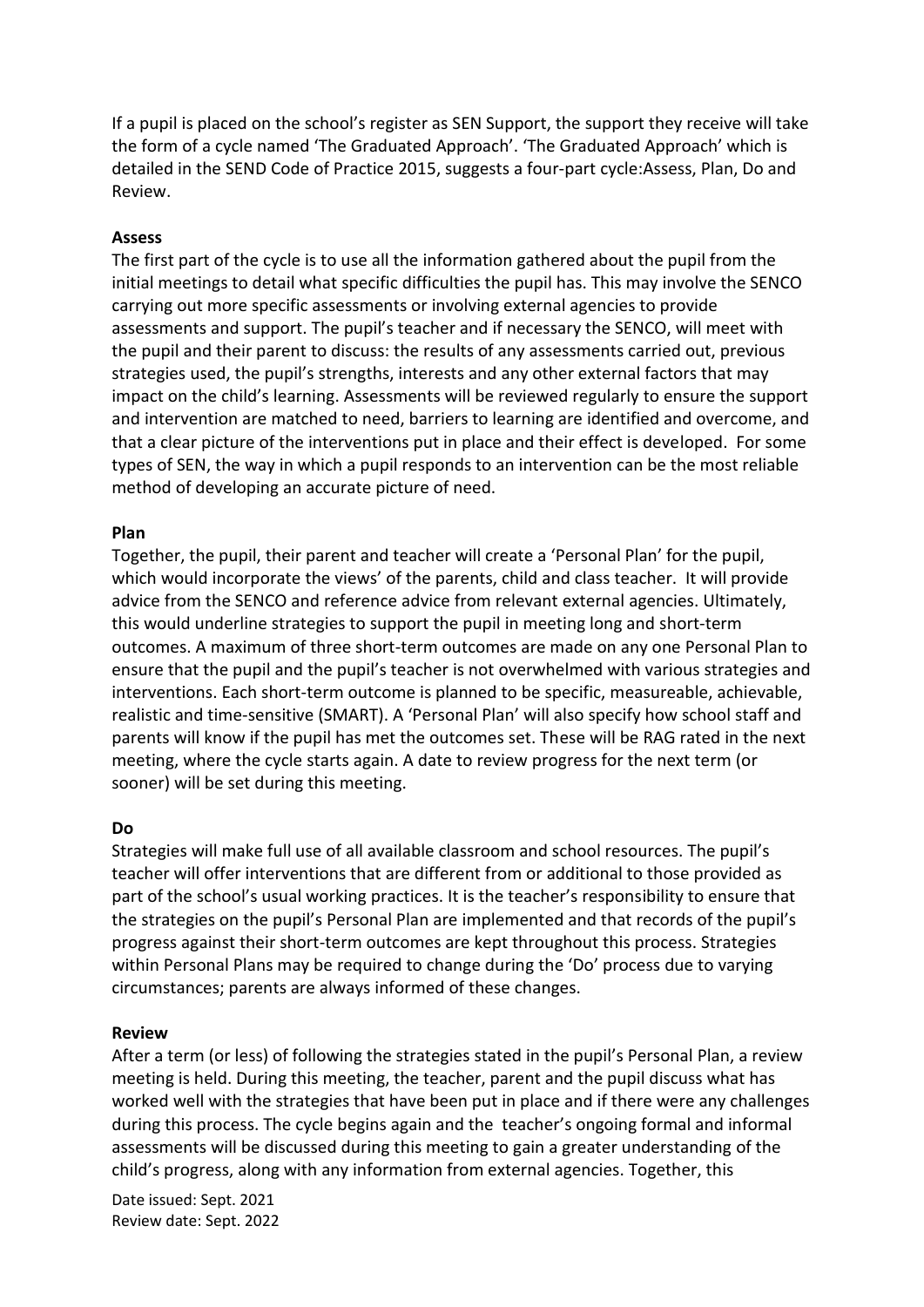If a pupil is placed on the school's register as SEN Support, the support they receive will take the form of a cycle named 'The Graduated Approach'. 'The Graduated Approach' which is detailed in the SEND Code of Practice 2015, suggests a four-part cycle:Assess, Plan, Do and Review.

**Assess**

The first part of the cycle is to use all the information gathered about the pupil from the initial meetings to detail what specific difficulties the pupil has. This may involve the SENCO carrying out more specific assessments or involving external agencies to provide assessments and support. The pupil's teacher and if necessary the SENCO, will meet with the pupil and their parent to discuss: the results of any assessments carried out, previous strategies used, the pupil's strengths, interests and any other external factors that may impact on the child's learning. Assessments will be reviewed regularly to ensure the support and intervention are matched to need, barriers to learning are identified and overcome, and that a clear picture of the interventions put in place and their effect is developed. For some types of SEN, the way in which a pupil responds to an intervention can be the most reliable method of developing an accurate picture of need.

**Plan**

Together, the pupil, their parent and teacher will create a 'Personal Plan' for the pupil, which would incorporate the views' of the parents, child and class teacher. It will provide advice from the SENCO and reference advice from relevant external agencies. Ultimately, this would underline strategies to support the pupil in meeting long and short-term outcomes. A maximum of three short-term outcomes are made on any one Personal Plan to ensure that the pupil and the pupil's teacher is not overwhelmed with various strategies and interventions. Each short-term outcome is planned to be specific, measureable, achievable, realistic and time-sensitive (SMART). A 'Personal Plan' will also specify how school staff and parents will know if the pupil has met the outcomes set. These will be RAG rated in the next meeting, where the cycle starts again. A date to review progress for the next term (or sooner) will be set during this meeting.

**Do**

Strategies will make full use of all available classroom and school resources. The pupil's teacher will offer interventions that are different from or additional to those provided as part of the school's usual working practices. It is the teacher's responsibility to ensure that the strategies on the pupil's Personal Plan are implemented and that records of the pupil's progress against their short-term outcomes are kept throughout this process. Strategies within Personal Plans may be required to change during the 'Do' process due to varying circumstances; parents are always informed of these changes.

**Review**

After a term (or less) of following the strategies stated in the pupil's Personal Plan, a review meeting is held. During this meeting, the teacher, parent and the pupil discuss what has worked well with the strategies that have been put in place and if there were any challenges during this process. The cycle begins again and the teacher's ongoing formal and informal assessments will be discussed during this meeting to gain a greater understanding of the child's progress, along with any information from external agencies. Together, this

Date issued: Sept. 2021
Review date: Sept. 2022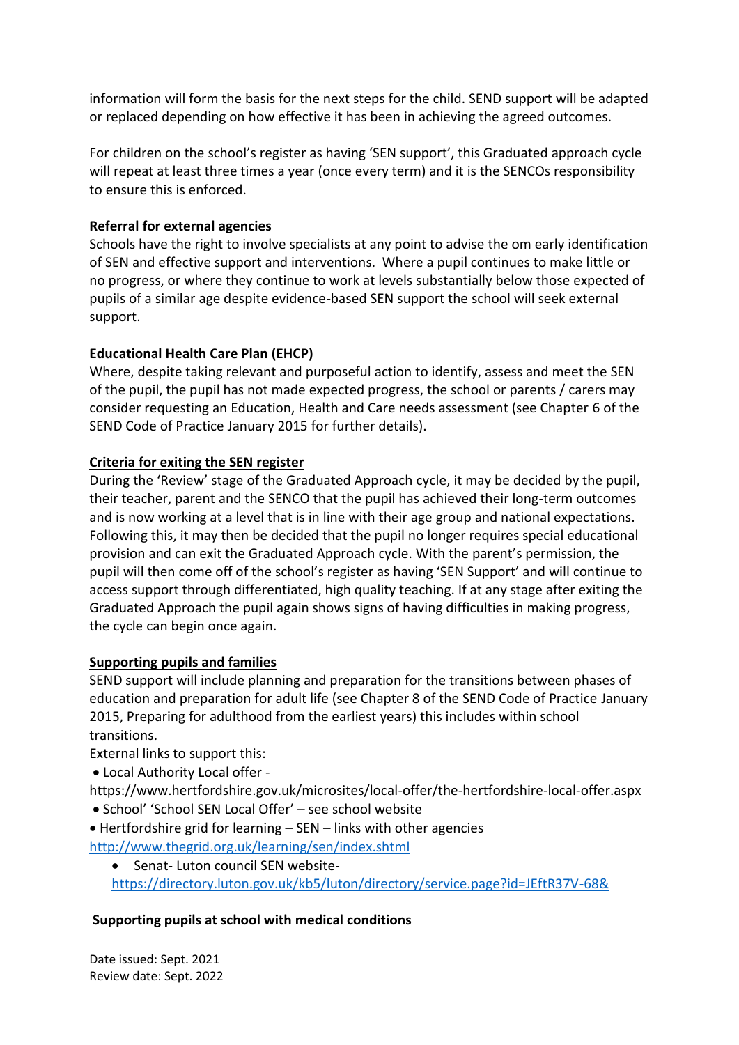information will form the basis for the next steps for the child. SEND support will be adapted or replaced depending on how effective it has been in achieving the agreed outcomes.

For children on the school's register as having 'SEN support', this Graduated approach cycle will repeat at least three times a year (once every term) and it is the SENCOs responsibility to ensure this is enforced.

**Referral for external agencies**

Schools have the right to involve specialists at any point to advise the om early identification of SEN and effective support and interventions. Where a pupil continues to make little or no progress, or where they continue to work at levels substantially below those expected of pupils of a similar age despite evidence-based SEN support the school will seek external support.

**Educational Health Care Plan (EHCP)**

Where, despite taking relevant and purposeful action to identify, assess and meet the SEN of the pupil, the pupil has not made expected progress, the school or parents / carers may consider requesting an Education, Health and Care needs assessment (see Chapter 6 of the SEND Code of Practice January 2015 for further details).

**Criteria for exiting the SEN register**

During the 'Review' stage of the Graduated Approach cycle, it may be decided by the pupil, their teacher, parent and the SENCO that the pupil has achieved their long-term outcomes and is now working at a level that is in line with their age group and national expectations. Following this, it may then be decided that the pupil no longer requires special educational provision and can exit the Graduated Approach cycle. With the parent's permission, the pupil will then come off of the school's register as having 'SEN Support' and will continue to access support through differentiated, high quality teaching. If at any stage after exiting the Graduated Approach the pupil again shows signs of having difficulties in making progress, the cycle can begin once again.

**Supporting pupils and families**

SEND support will include planning and preparation for the transitions between phases of education and preparation for adult life (see Chapter 8 of the SEND Code of Practice January 2015, Preparing for adulthood from the earliest years) this includes within school transitions.

External links to support this:

- Local Authority Local offer - https://www.hertfordshire.gov.uk/microsites/local-offer/the-hertfordshire-local-offer.aspx
- School' 'School SEN Local Offer' – see school website
- Hertfordshire grid for learning – SEN – links with other agencies http://www.thegrid.org.uk/learning/sen/index.shtml
- Senat- Luton council SEN website- https://directory.luton.gov.uk/kb5/luton/directory/service.page?id=JEftR37V-68&

**Supporting pupils at school with medical conditions**

Date issued: Sept. 2021
Review date: Sept. 2022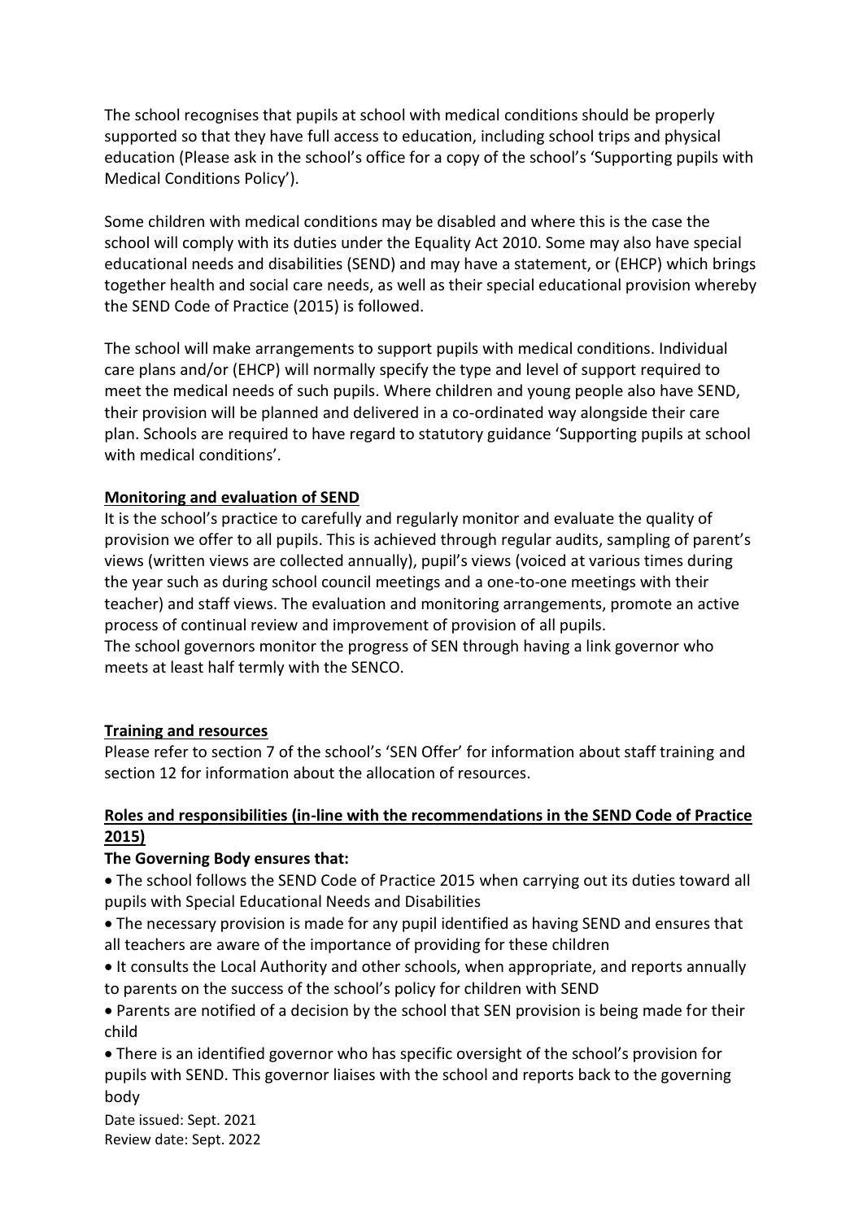The school recognises that pupils at school with medical conditions should be properly supported so that they have full access to education, including school trips and physical education (Please ask in the school's office for a copy of the school's 'Supporting pupils with Medical Conditions Policy').

Some children with medical conditions may be disabled and where this is the case the school will comply with its duties under the Equality Act 2010. Some may also have special educational needs and disabilities (SEND) and may have a statement, or (EHCP) which brings together health and social care needs, as well as their special educational provision whereby the SEND Code of Practice (2015) is followed.

The school will make arrangements to support pupils with medical conditions. Individual care plans and/or (EHCP) will normally specify the type and level of support required to meet the medical needs of such pupils. Where children and young people also have SEND, their provision will be planned and delivered in a co-ordinated way alongside their care plan. Schools are required to have regard to statutory guidance 'Supporting pupils at school with medical conditions'.

**Monitoring and evaluation of SEND**

It is the school's practice to carefully and regularly monitor and evaluate the quality of provision we offer to all pupils. This is achieved through regular audits, sampling of parent's views (written views are collected annually), pupil's views (voiced at various times during the year such as during school council meetings and a one-to-one meetings with their teacher) and staff views. The evaluation and monitoring arrangements, promote an active process of continual review and improvement of provision of all pupils.
The school governors monitor the progress of SEN through having a link governor who meets at least half termly with the SENCO.

**Training and resources**

Please refer to section 7 of the school's 'SEN Offer' for information about staff training and section 12 for information about the allocation of resources.

**Roles and responsibilities (in-line with the recommendations in the SEND Code of Practice 2015)**

**The Governing Body ensures that:**

- The school follows the SEND Code of Practice 2015 when carrying out its duties toward all pupils with Special Educational Needs and Disabilities
- The necessary provision is made for any pupil identified as having SEND and ensures that all teachers are aware of the importance of providing for these children
- It consults the Local Authority and other schools, when appropriate, and reports annually to parents on the success of the school's policy for children with SEND
- Parents are notified of a decision by the school that SEN provision is being made for their child
- There is an identified governor who has specific oversight of the school's provision for pupils with SEND. This governor liaises with the school and reports back to the governing body

Date issued: Sept. 2021
Review date: Sept. 2022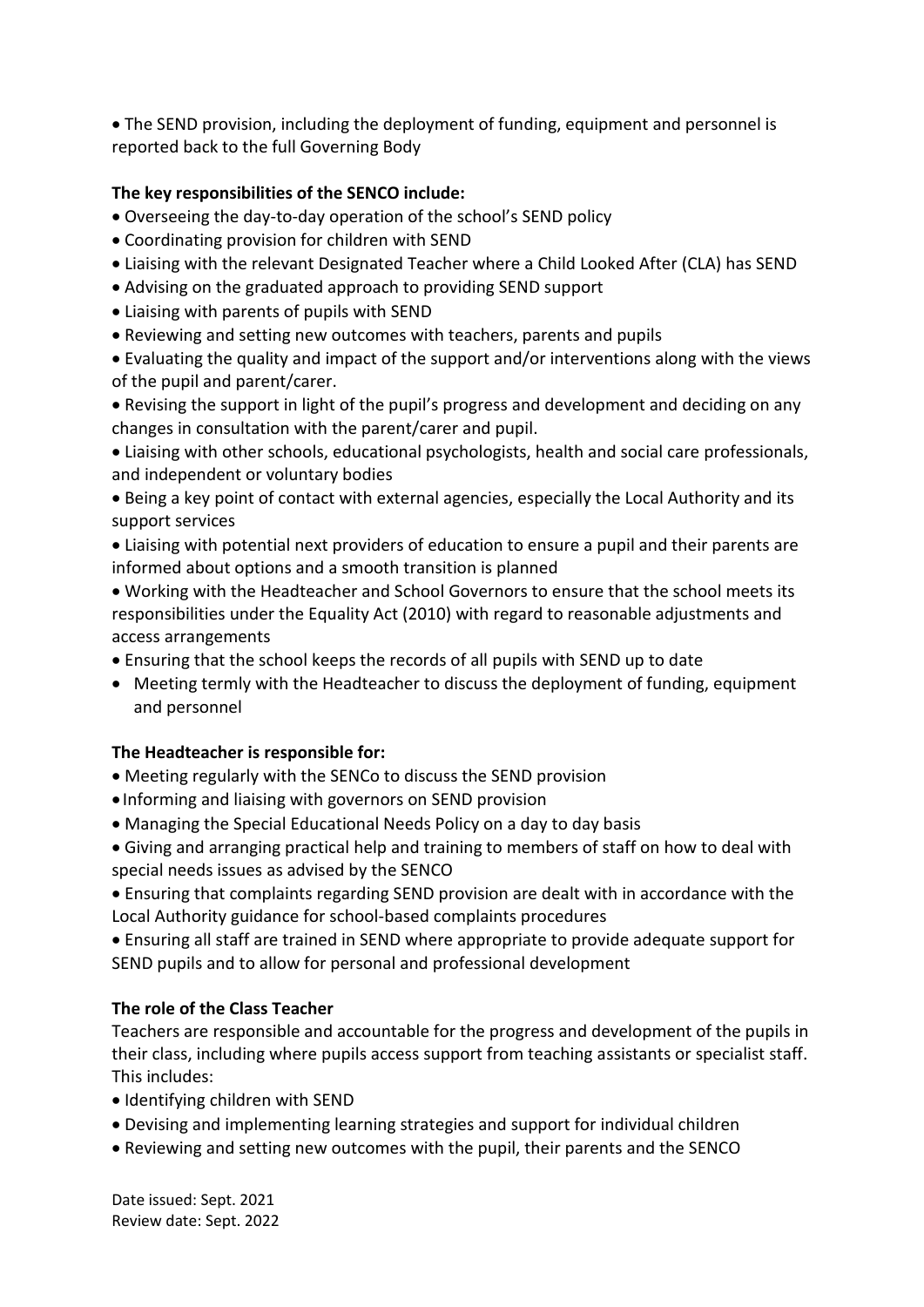- The SEND provision, including the deployment of funding, equipment and personnel is reported back to the full Governing Body

**The key responsibilities of the SENCO include:**

- Overseeing the day-to-day operation of the school's SEND policy
- Coordinating provision for children with SEND
- Liaising with the relevant Designated Teacher where a Child Looked After (CLA) has SEND
- Advising on the graduated approach to providing SEND support
- Liaising with parents of pupils with SEND
- Reviewing and setting new outcomes with teachers, parents and pupils
- Evaluating the quality and impact of the support and/or interventions along with the views of the pupil and parent/carer.
- Revising the support in light of the pupil's progress and development and deciding on any changes in consultation with the parent/carer and pupil.
- Liaising with other schools, educational psychologists, health and social care professionals, and independent or voluntary bodies
- Being a key point of contact with external agencies, especially the Local Authority and its support services
- Liaising with potential next providers of education to ensure a pupil and their parents are informed about options and a smooth transition is planned
- Working with the Headteacher and School Governors to ensure that the school meets its responsibilities under the Equality Act (2010) with regard to reasonable adjustments and access arrangements
- Ensuring that the school keeps the records of all pupils with SEND up to date
- Meeting termly with the Headteacher to discuss the deployment of funding, equipment and personnel

**The Headteacher is responsible for:**

- Meeting regularly with the SENCo to discuss the SEND provision
- Informing and liaising with governors on SEND provision
- Managing the Special Educational Needs Policy on a day to day basis
- Giving and arranging practical help and training to members of staff on how to deal with special needs issues as advised by the SENCO
- Ensuring that complaints regarding SEND provision are dealt with in accordance with the Local Authority guidance for school-based complaints procedures
- Ensuring all staff are trained in SEND where appropriate to provide adequate support for SEND pupils and to allow for personal and professional development

**The role of the Class Teacher**

Teachers are responsible and accountable for the progress and development of the pupils in their class, including where pupils access support from teaching assistants or specialist staff. This includes:

- Identifying children with SEND
- Devising and implementing learning strategies and support for individual children
- Reviewing and setting new outcomes with the pupil, their parents and the SENCO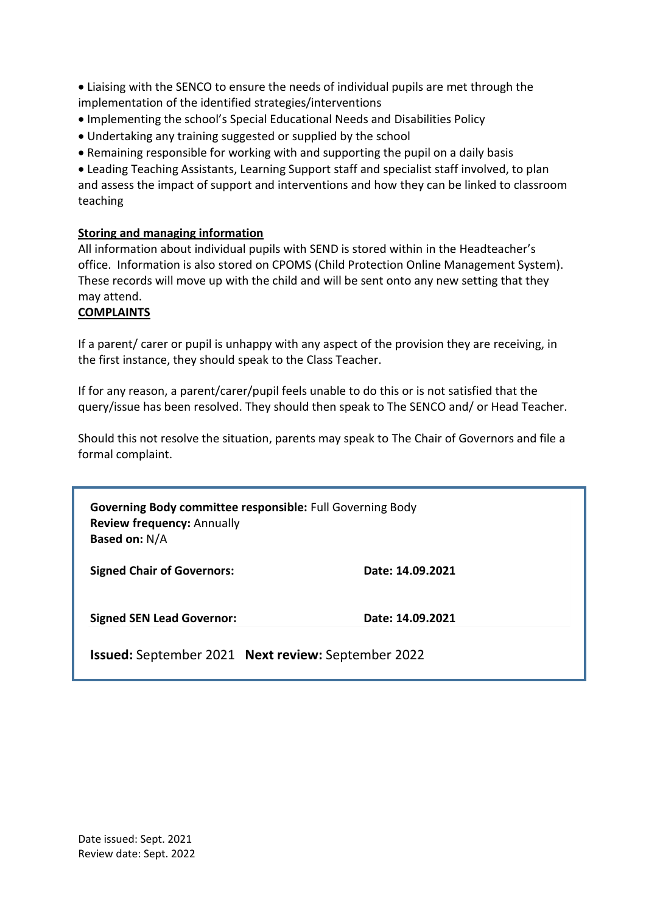- Liaising with the SENCO to ensure the needs of individual pupils are met through the implementation of the identified strategies/interventions
- Implementing the school's Special Educational Needs and Disabilities Policy
- Undertaking any training suggested or supplied by the school
- Remaining responsible for working with and supporting the pupil on a daily basis
- Leading Teaching Assistants, Learning Support staff and specialist staff involved, to plan and assess the impact of support and interventions and how they can be linked to classroom teaching

**Storing and managing information**

All information about individual pupils with SEND is stored within in the Headteacher's office. Information is also stored on CPOMS (Child Protection Online Management System). These records will move up with the child and will be sent onto any new setting that they may attend.

**COMPLAINTS**

If a parent/ carer or pupil is unhappy with any aspect of the provision they are receiving, in the first instance, they should speak to the Class Teacher.

If for any reason, a parent/carer/pupil feels unable to do this or is not satisfied that the query/issue has been resolved. They should then speak to The SENCO and/ or Head Teacher.

Should this not resolve the situation, parents may speak to The Chair of Governors and file a formal complaint.

**Governing Body committee responsible:** Full Governing Body
**Review frequency:** Annually
**Based on:** N/A

| **Signed Chair of Governors:** | **Date: 14.09.2021** |
|---|---|
| **Signed SEN Lead Governor:** | **Date: 14.09.2021** |

**Issued:** September 2021 **Next review:** September 2022

Date issued: Sept. 2021
Review date: Sept. 2022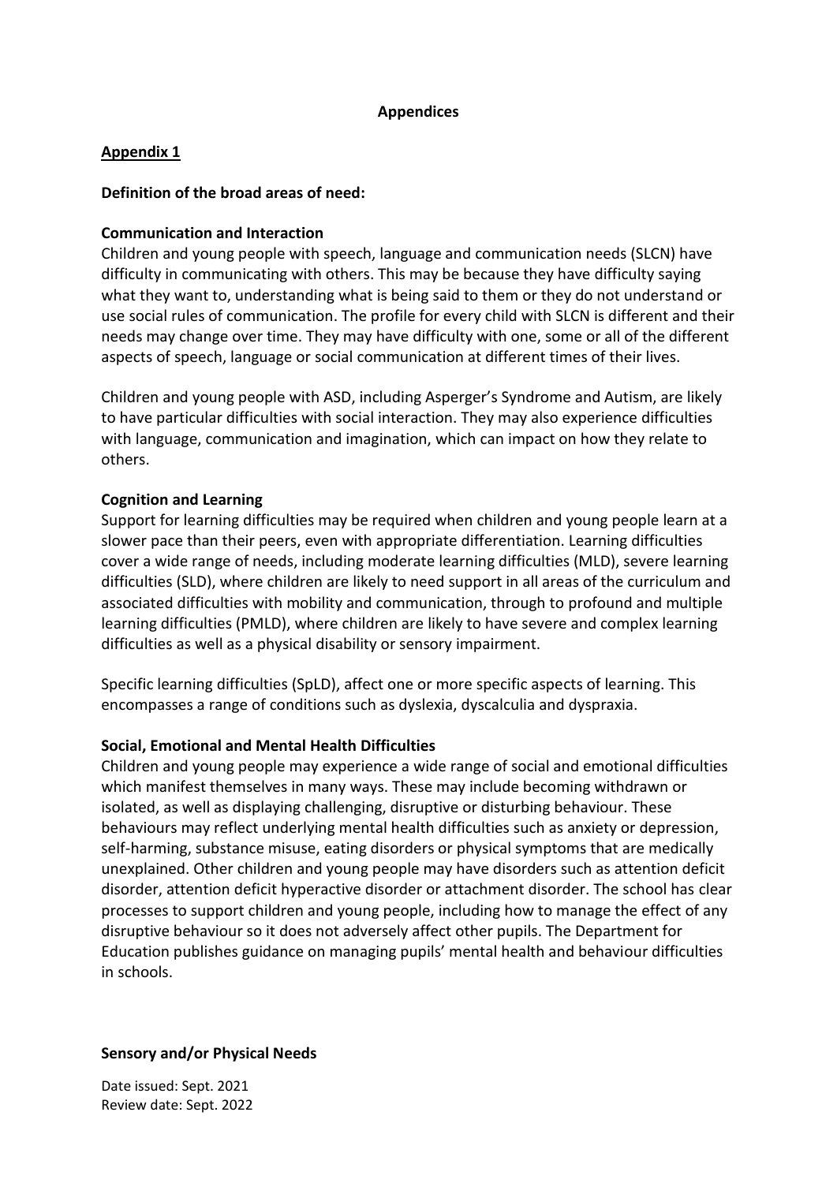**Appendices**

**Appendix 1**

**Definition of the broad areas of need:**

**Communication and Interaction**

Children and young people with speech, language and communication needs (SLCN) have difficulty in communicating with others. This may be because they have difficulty saying what they want to, understanding what is being said to them or they do not understand or use social rules of communication. The profile for every child with SLCN is different and their needs may change over time. They may have difficulty with one, some or all of the different aspects of speech, language or social communication at different times of their lives.

Children and young people with ASD, including Asperger's Syndrome and Autism, are likely to have particular difficulties with social interaction. They may also experience difficulties with language, communication and imagination, which can impact on how they relate to others.

**Cognition and Learning**

Support for learning difficulties may be required when children and young people learn at a slower pace than their peers, even with appropriate differentiation. Learning difficulties cover a wide range of needs, including moderate learning difficulties (MLD), severe learning difficulties (SLD), where children are likely to need support in all areas of the curriculum and associated difficulties with mobility and communication, through to profound and multiple learning difficulties (PMLD), where children are likely to have severe and complex learning difficulties as well as a physical disability or sensory impairment.

Specific learning difficulties (SpLD), affect one or more specific aspects of learning. This encompasses a range of conditions such as dyslexia, dyscalculia and dyspraxia.

**Social, Emotional and Mental Health Difficulties**

Children and young people may experience a wide range of social and emotional difficulties which manifest themselves in many ways. These may include becoming withdrawn or isolated, as well as displaying challenging, disruptive or disturbing behaviour. These behaviours may reflect underlying mental health difficulties such as anxiety or depression, self-harming, substance misuse, eating disorders or physical symptoms that are medically unexplained. Other children and young people may have disorders such as attention deficit disorder, attention deficit hyperactive disorder or attachment disorder. The school has clear processes to support children and young people, including how to manage the effect of any disruptive behaviour so it does not adversely affect other pupils. The Department for Education publishes guidance on managing pupils' mental health and behaviour difficulties in schools.

**Sensory and/or Physical Needs**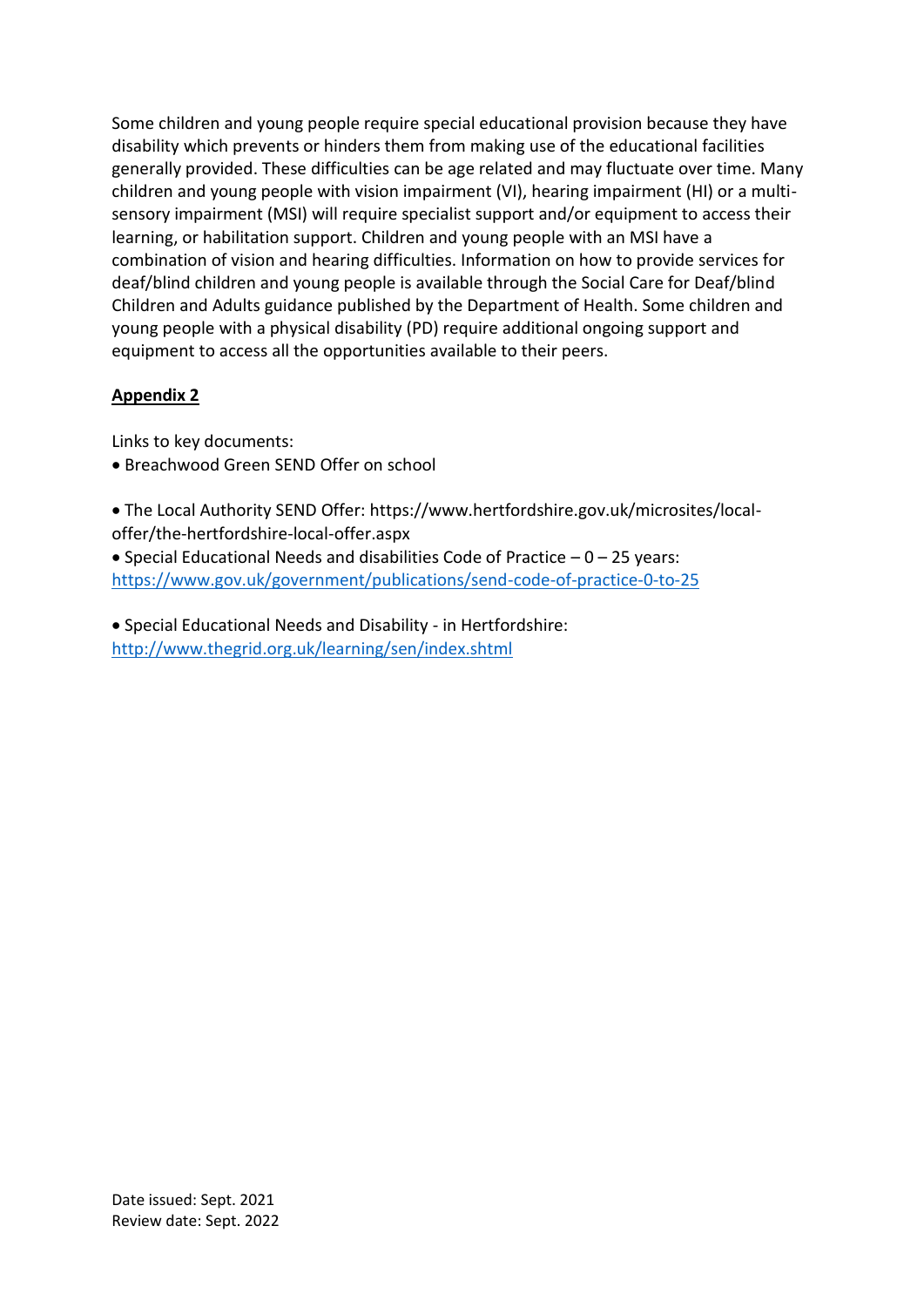Some children and young people require special educational provision because they have disability which prevents or hinders them from making use of the educational facilities generally provided. These difficulties can be age related and may fluctuate over time. Many children and young people with vision impairment (VI), hearing impairment (HI) or a multi-sensory impairment (MSI) will require specialist support and/or equipment to access their learning, or habilitation support. Children and young people with an MSI have a combination of vision and hearing difficulties. Information on how to provide services for deaf/blind children and young people is available through the Social Care for Deaf/blind Children and Adults guidance published by the Department of Health. Some children and young people with a physical disability (PD) require additional ongoing support and equipment to access all the opportunities available to their peers.

## Appendix 2

Links to key documents:

- Breachwood Green SEND Offer on school

- The Local Authority SEND Offer: https://www.hertfordshire.gov.uk/microsites/local-offer/the-hertfordshire-local-offer.aspx
- Special Educational Needs and disabilities Code of Practice – 0 – 25 years: https://www.gov.uk/government/publications/send-code-of-practice-0-to-25

- Special Educational Needs and Disability - in Hertfordshire: http://www.thegrid.org.uk/learning/sen/index.shtml

Date issued: Sept. 2021
Review date: Sept. 2022